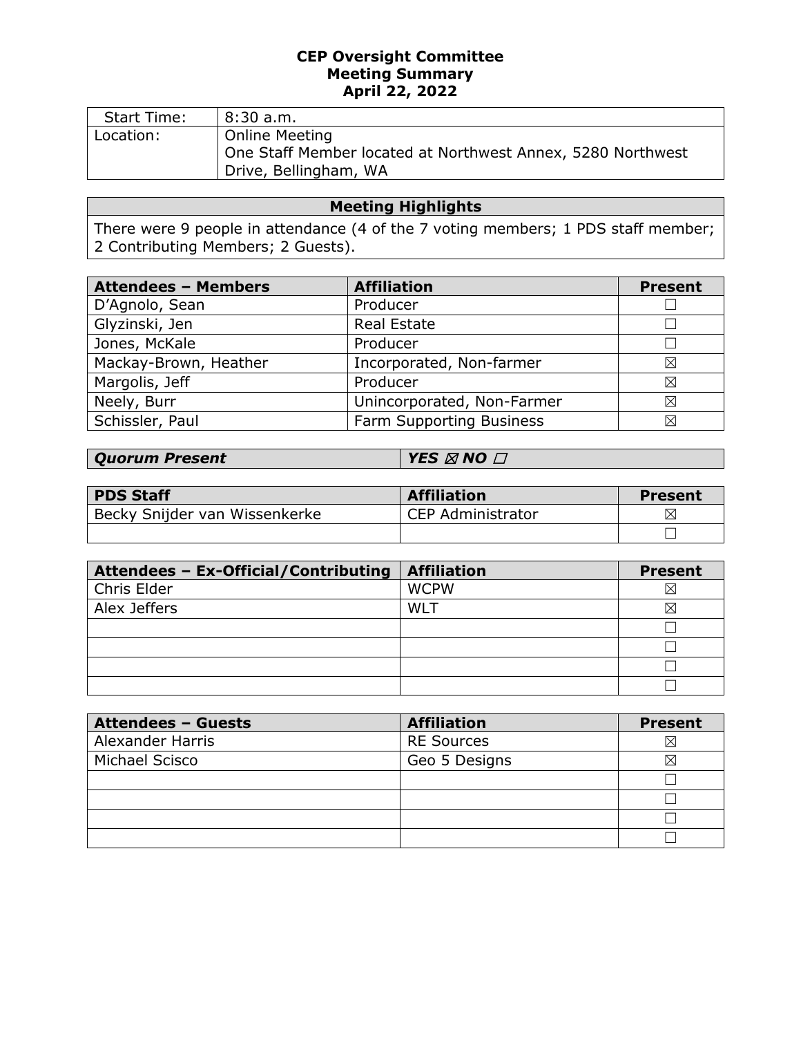# CEP Oversight Committee
## Meeting Summary
## April 22, 2022

| Start Time: | 8:30 a.m. |
| --- | --- |
| Location: | Online Meeting<br>One Staff Member located at Northwest Annex, 5280 Northwest Drive, Bellingham, WA |

| Meeting Highlights |
| --- |
| There were 9 people in attendance (4 of the 7 voting members; 1 PDS staff member; 2 Contributing Members; 2 Guests). |

| Attendees – Members | Affiliation | Present |
| --- | --- | --- |
| D'Agnolo, Sean | Producer | ☐ |
| Glyzinski, Jen | Real Estate | ☐ |
| Jones, McKale | Producer | ☐ |
| Mackay-Brown, Heather | Incorporated, Non-farmer | ☒ |
| Margolis, Jeff | Producer | ☒ |
| Neely, Burr | Unincorporated, Non-Farmer | ☒ |
| Schissler, Paul | Farm Supporting Business | ☒ |

| ***Quorum Present*** | ***YES ☒ NO ☐*** |
| --- | --- |

| PDS Staff | Affiliation | Present |
| --- | --- | --- |
| Becky Snijder van Wissenkerke | CEP Administrator | ☒ |
| | | ☐ |

| Attendees – Ex-Official/Contributing | Affiliation | Present |
| --- | --- | --- |
| Chris Elder | WCPW | ☒ |
| Alex Jeffers | WLT | ☒ |
| | | ☐ |
| | | ☐ |
| | | ☐ |
| | | ☐ |

| Attendees – Guests | Affiliation | Present |
| --- | --- | --- |
| Alexander Harris | RE Sources | ☒ |
| Michael Scisco | Geo 5 Designs | ☒ |
| | | ☐ |
| | | ☐ |
| | | ☐ |
| | | ☐ |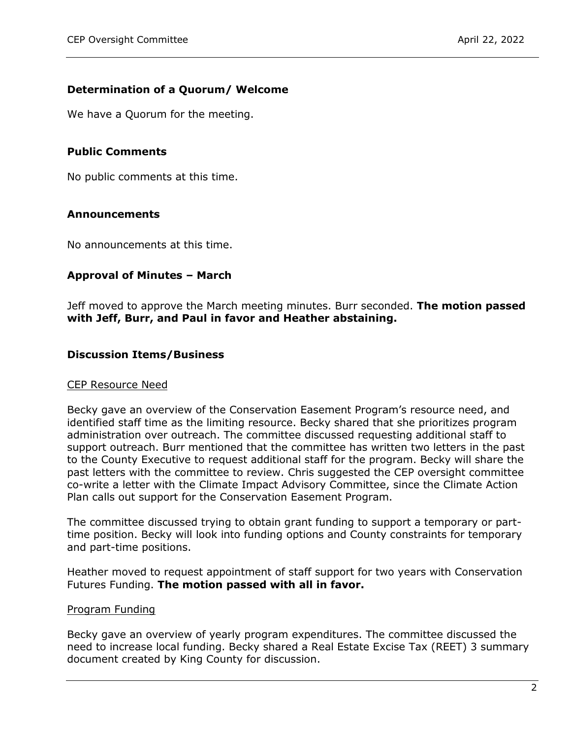## Determination of a Quorum/ Welcome

We have a Quorum for the meeting.

## Public Comments

No public comments at this time.

## Announcements

No announcements at this time.

## Approval of Minutes – March

Jeff moved to approve the March meeting minutes. Burr seconded. **The motion passed with Jeff, Burr, and Paul in favor and Heather abstaining.**

## Discussion Items/Business

### CEP Resource Need

Becky gave an overview of the Conservation Easement Program's resource need, and identified staff time as the limiting resource. Becky shared that she prioritizes program administration over outreach. The committee discussed requesting additional staff to support outreach. Burr mentioned that the committee has written two letters in the past to the County Executive to request additional staff for the program. Becky will share the past letters with the committee to review. Chris suggested the CEP oversight committee co-write a letter with the Climate Impact Advisory Committee, since the Climate Action Plan calls out support for the Conservation Easement Program.

The committee discussed trying to obtain grant funding to support a temporary or part-time position. Becky will look into funding options and County constraints for temporary and part-time positions.

Heather moved to request appointment of staff support for two years with Conservation Futures Funding. **The motion passed with all in favor.**

### Program Funding

Becky gave an overview of yearly program expenditures. The committee discussed the need to increase local funding. Becky shared a Real Estate Excise Tax (REET) 3 summary document created by King County for discussion.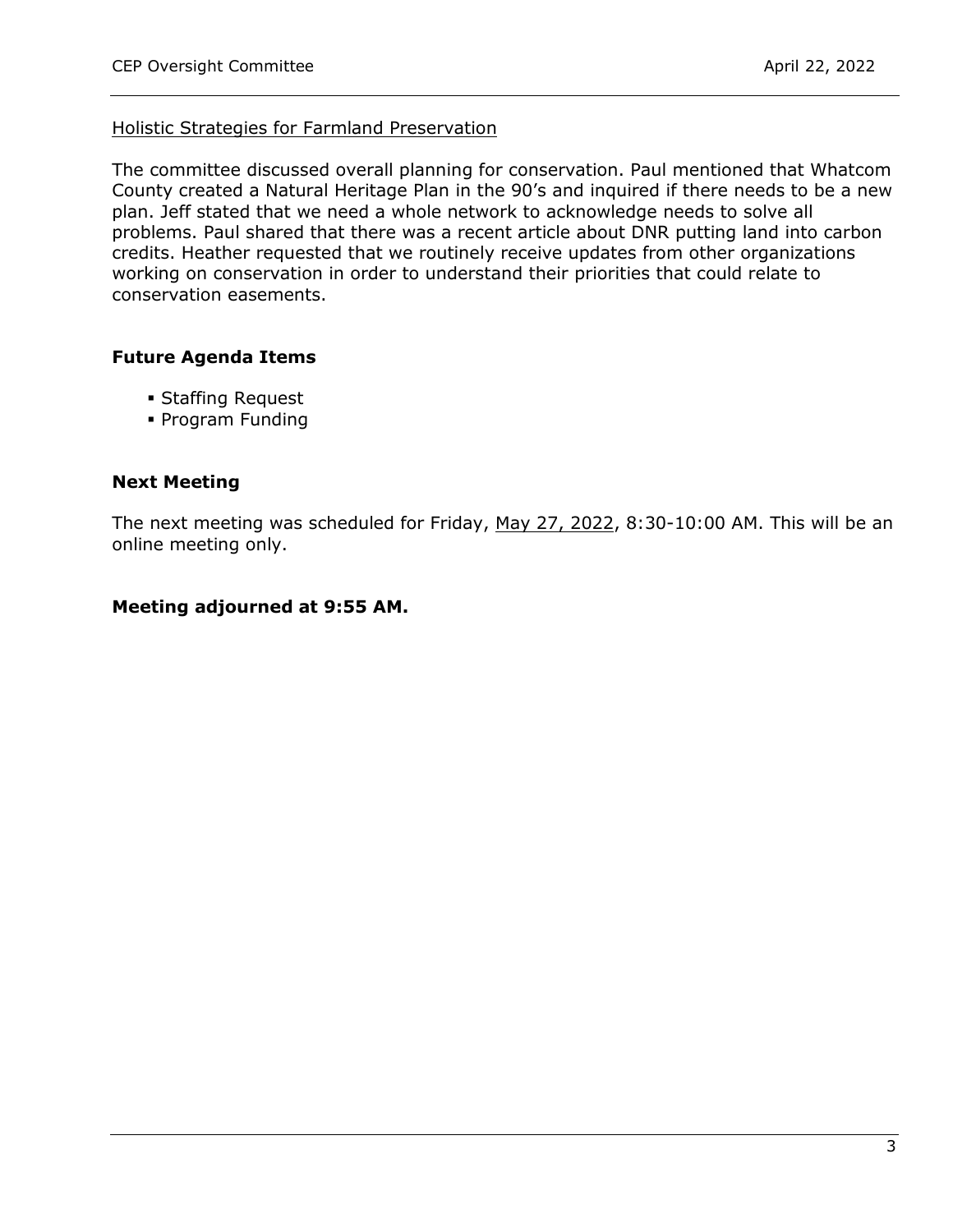Holistic Strategies for Farmland Preservation

The committee discussed overall planning for conservation. Paul mentioned that Whatcom County created a Natural Heritage Plan in the 90's and inquired if there needs to be a new plan. Jeff stated that we need a whole network to acknowledge needs to solve all problems. Paul shared that there was a recent article about DNR putting land into carbon credits. Heather requested that we routinely receive updates from other organizations working on conservation in order to understand their priorities that could relate to conservation easements.

## Future Agenda Items

- Staffing Request
- Program Funding

## Next Meeting

The next meeting was scheduled for Friday, May 27, 2022, 8:30-10:00 AM. This will be an online meeting only.

**Meeting adjourned at 9:55 AM.**